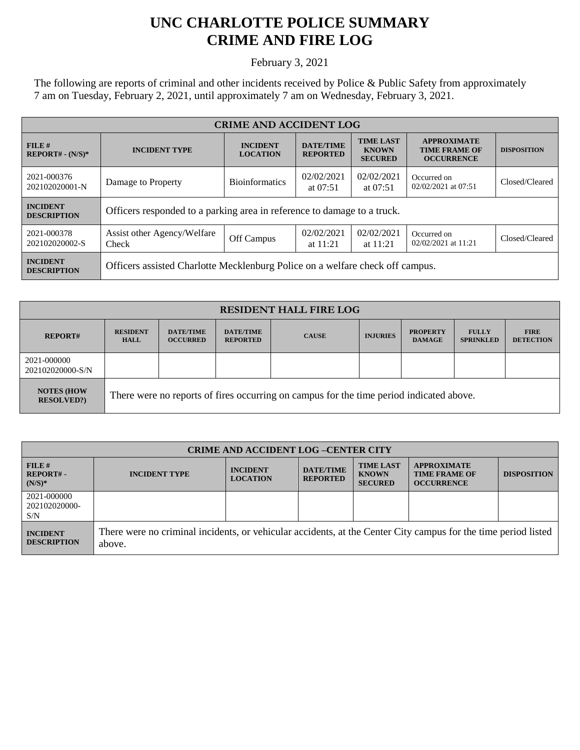# UNC CHARLOTTE POLICE SUMMARY
# CRIME AND FIRE LOG

February 3, 2021

The following are reports of criminal and other incidents received by Police & Public Safety from approximately 7 am on Tuesday, February 2, 2021, until approximately 7 am on Wednesday, February 3, 2021.

| CRIME AND ACCIDENT LOG | | | | | | |
|---|---|---|---|---|---|---|
| **FILE # REPORT# - (N/S)*** | **INCIDENT TYPE** | **INCIDENT LOCATION** | **DATE/TIME REPORTED** | **TIME LAST KNOWN SECURED** | **APPROXIMATE TIME FRAME OF OCCURRENCE** | **DISPOSITION** |
| 2021-000376 202102020001-N | Damage to Property | Bioinformatics | 02/02/2021 at 07:51 | 02/02/2021 at 07:51 | Occurred on 02/02/2021 at 07:51 | Closed/Cleared |
| **INCIDENT DESCRIPTION** | Officers responded to a parking area in reference to damage to a truck. | | | | | |
| 2021-000378 202102020002-S | Assist other Agency/Welfare Check | Off Campus | 02/02/2021 at 11:21 | 02/02/2021 at 11:21 | Occurred on 02/02/2021 at 11:21 | Closed/Cleared |
| **INCIDENT DESCRIPTION** | Officers assisted Charlotte Mecklenburg Police on a welfare check off campus. | | | | | |

| RESIDENT HALL FIRE LOG | | | | | | | | |
|---|---|---|---|---|---|---|---|---|
| **REPORT#** | **RESIDENT HALL** | **DATE/TIME OCCURRED** | **DATE/TIME REPORTED** | **CAUSE** | **INJURIES** | **PROPERTY DAMAGE** | **FULLY SPRINKLED** | **FIRE DETECTION** |
| 2021-000000 202102020000-S/N | | | | | | | | |
| **NOTES (HOW RESOLVED?)** | There were no reports of fires occurring on campus for the time period indicated above. | | | | | | | |

| CRIME AND ACCIDENT LOG –CENTER CITY | | | | | | |
|---|---|---|---|---|---|---|
| **FILE # REPORT# - (N/S)*** | **INCIDENT TYPE** | **INCIDENT LOCATION** | **DATE/TIME REPORTED** | **TIME LAST KNOWN SECURED** | **APPROXIMATE TIME FRAME OF OCCURRENCE** | **DISPOSITION** |
| 2021-000000 202102020000-S/N | | | | | | |
| **INCIDENT DESCRIPTION** | There were no criminal incidents, or vehicular accidents, at the Center City campus for the time period listed above. | | | | | |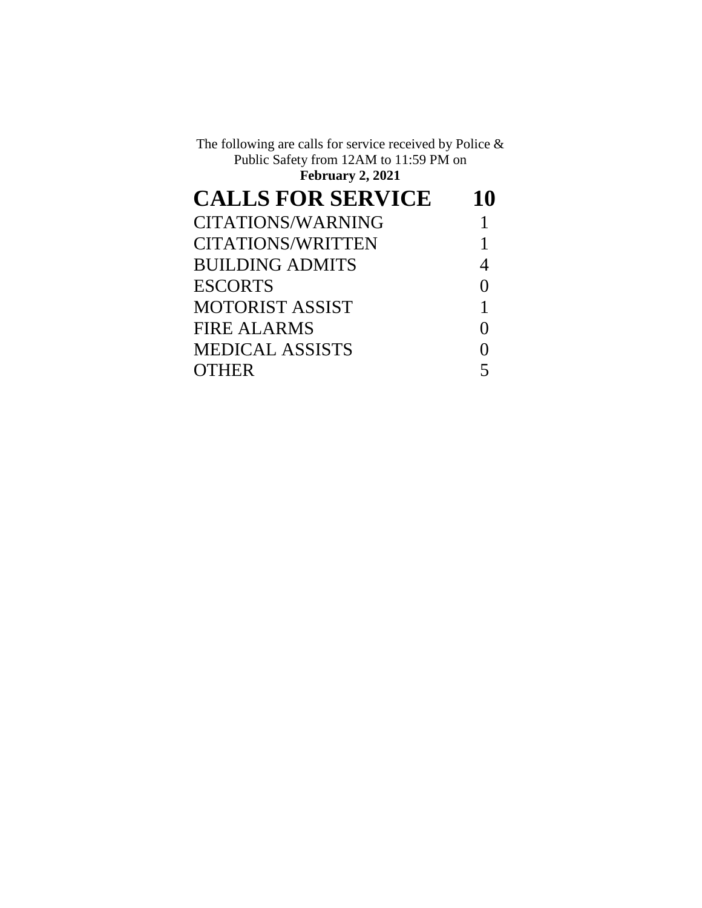The following are calls for service received by Police & Public Safety from 12AM to 11:59 PM on

**February 2, 2021**

| | |
|---|---|
| **CALLS FOR SERVICE** | **10** |
| CITATIONS/WARNING | 1 |
| CITATIONS/WRITTEN | 1 |
| BUILDING ADMITS | 4 |
| ESCORTS | 0 |
| MOTORIST ASSIST | 1 |
| FIRE ALARMS | 0 |
| MEDICAL ASSISTS | 0 |
| OTHER | 5 |